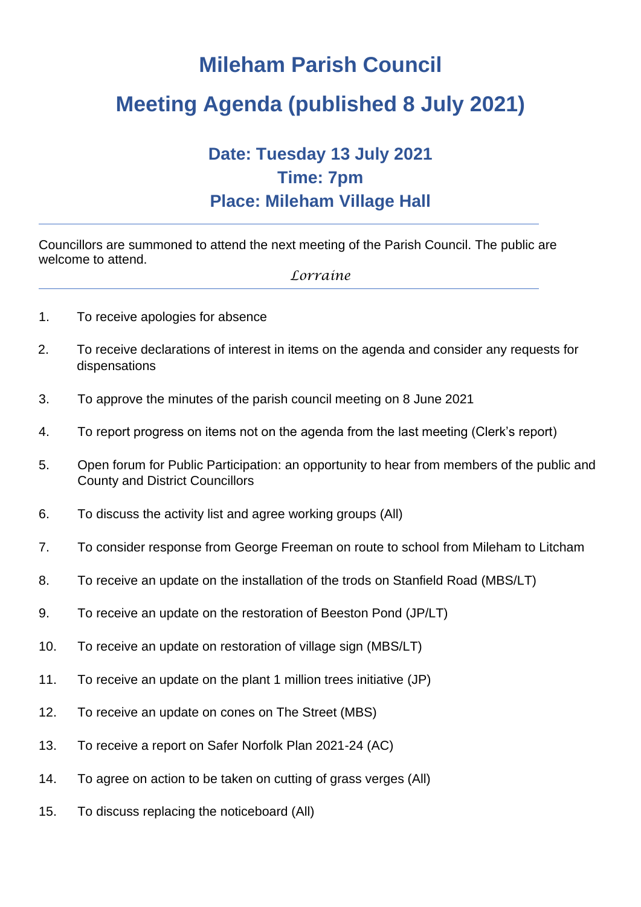# Mileham Parish Council

# Meeting Agenda (published 8 July 2021)

## Date: Tuesday 13 July 2021
## Time: 7pm
## Place: Mileham Village Hall

---

Councillors are summoned to attend the next meeting of the Parish Council. The public are welcome to attend.

*Lorraine*

---

1. To receive apologies for absence
2. To receive declarations of interest in items on the agenda and consider any requests for dispensations
3. To approve the minutes of the parish council meeting on 8 June 2021
4. To report progress on items not on the agenda from the last meeting (Clerk's report)
5. Open forum for Public Participation: an opportunity to hear from members of the public and County and District Councillors
6. To discuss the activity list and agree working groups (All)
7. To consider response from George Freeman on route to school from Mileham to Litcham
8. To receive an update on the installation of the trods on Stanfield Road (MBS/LT)
9. To receive an update on the restoration of Beeston Pond (JP/LT)
10. To receive an update on restoration of village sign (MBS/LT)
11. To receive an update on the plant 1 million trees initiative (JP)
12. To receive an update on cones on The Street (MBS)
13. To receive a report on Safer Norfolk Plan 2021-24 (AC)
14. To agree on action to be taken on cutting of grass verges (All)
15. To discuss replacing the noticeboard (All)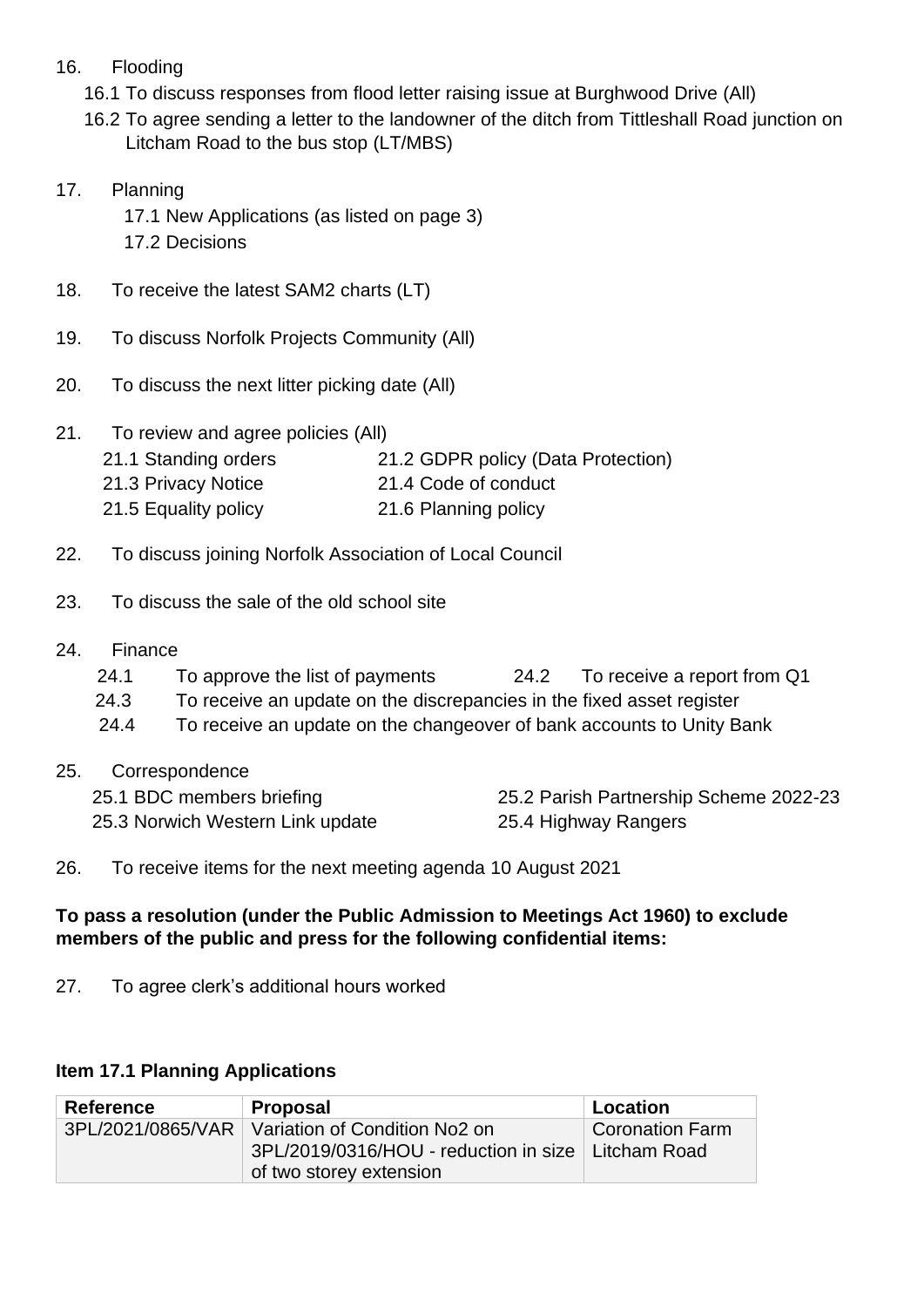16. Flooding
    - 16.1 To discuss responses from flood letter raising issue at Burghwood Drive (All)
    - 16.2 To agree sending a letter to the landowner of the ditch from Tittleshall Road junction on Litcham Road to the bus stop (LT/MBS)

17. Planning
    - 17.1 New Applications (as listed on page 3)
    - 17.2 Decisions

18. To receive the latest SAM2 charts (LT)

19. To discuss Norfolk Projects Community (All)

20. To discuss the next litter picking date (All)

21. To review and agree policies (All)
    - 21.1 Standing orders
    - 21.2 GDPR policy (Data Protection)
    - 21.3 Privacy Notice
    - 21.4 Code of conduct
    - 21.5 Equality policy
    - 21.6 Planning policy

22. To discuss joining Norfolk Association of Local Council

23. To discuss the sale of the old school site

24. Finance
    - 24.1 To approve the list of payments
    - 24.2 To receive a report from Q1
    - 24.3 To receive an update on the discrepancies in the fixed asset register
    - 24.4 To receive an update on the changeover of bank accounts to Unity Bank

25. Correspondence
    - 25.1 BDC members briefing
    - 25.2 Parish Partnership Scheme 2022-23
    - 25.3 Norwich Western Link update
    - 25.4 Highway Rangers

26. To receive items for the next meeting agenda 10 August 2021

**To pass a resolution (under the Public Admission to Meetings Act 1960) to exclude members of the public and press for the following confidential items:**

27. To agree clerk's additional hours worked

**Item 17.1 Planning Applications**

| Reference | Proposal | Location |
|---|---|---|
| 3PL/2021/0865/VAR | Variation of Condition No2 on 3PL/2019/0316/HOU - reduction in size of two storey extension | Coronation Farm Litcham Road |